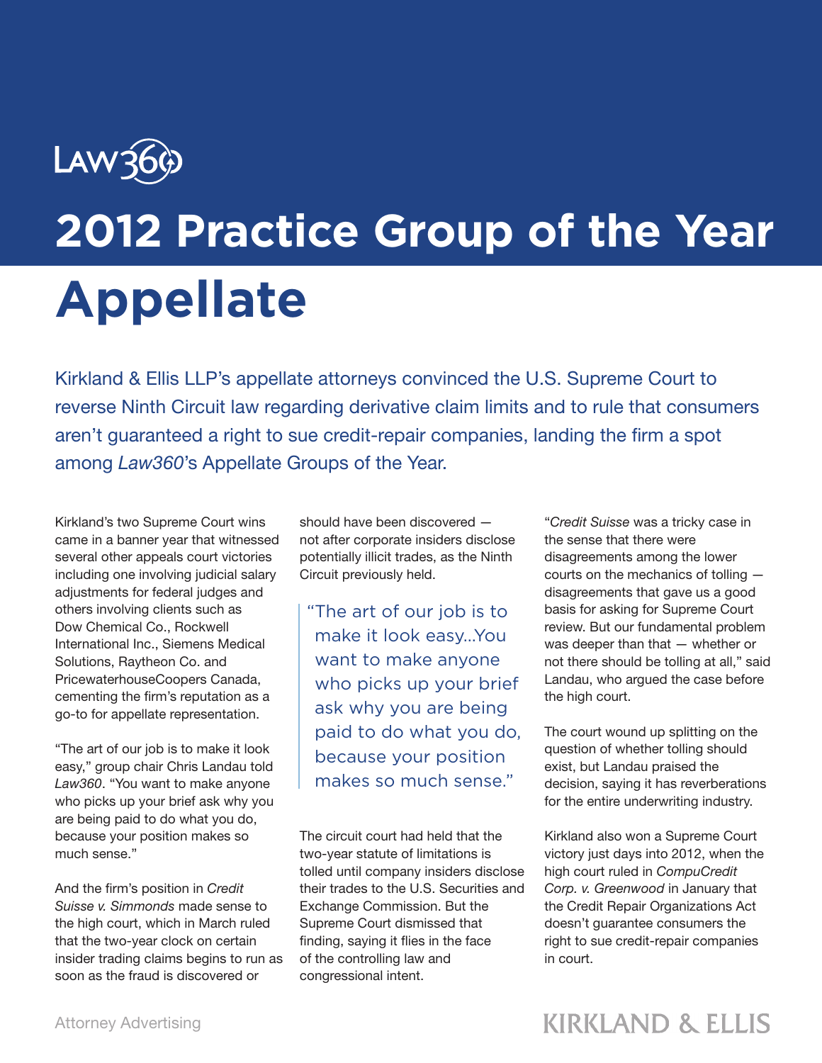Law360

# 2012 Practice Group of the Year

# Appellate

Kirkland & Ellis LLP's appellate attorneys convinced the U.S. Supreme Court to reverse Ninth Circuit law regarding derivative claim limits and to rule that consumers aren't guaranteed a right to sue credit-repair companies, landing the firm a spot among *Law360*'s Appellate Groups of the Year.

Kirkland's two Supreme Court wins came in a banner year that witnessed several other appeals court victories including one involving judicial salary adjustments for federal judges and others involving clients such as Dow Chemical Co., Rockwell International Inc., Siemens Medical Solutions, Raytheon Co. and PricewaterhouseCoopers Canada, cementing the firm's reputation as a go-to for appellate representation.

"The art of our job is to make it look easy," group chair Chris Landau told *Law360*. "You want to make anyone who picks up your brief ask why you are being paid to do what you do, because your position makes so much sense."

And the firm's position in *Credit Suisse v. Simmonds* made sense to the high court, which in March ruled that the two-year clock on certain insider trading claims begins to run as soon as the fraud is discovered or should have been discovered — not after corporate insiders disclose potentially illicit trades, as the Ninth Circuit previously held.

> "The art of our job is to make it look easy...You want to make anyone who picks up your brief ask why you are being paid to do what you do, because your position makes so much sense."

The circuit court had held that the two-year statute of limitations is tolled until company insiders disclose their trades to the U.S. Securities and Exchange Commission. But the Supreme Court dismissed that finding, saying it flies in the face of the controlling law and congressional intent.

"*Credit Suisse* was a tricky case in the sense that there were disagreements among the lower courts on the mechanics of tolling — disagreements that gave us a good basis for asking for Supreme Court review. But our fundamental problem was deeper than that — whether or not there should be tolling at all," said Landau, who argued the case before the high court.

The court wound up splitting on the question of whether tolling should exist, but Landau praised the decision, saying it has reverberations for the entire underwriting industry.

Kirkland also won a Supreme Court victory just days into 2012, when the high court ruled in *CompuCredit Corp. v. Greenwood* in January that the Credit Repair Organizations Act doesn't guarantee consumers the right to sue credit-repair companies in court.

Attorney Advertising

KIRKLAND & ELLIS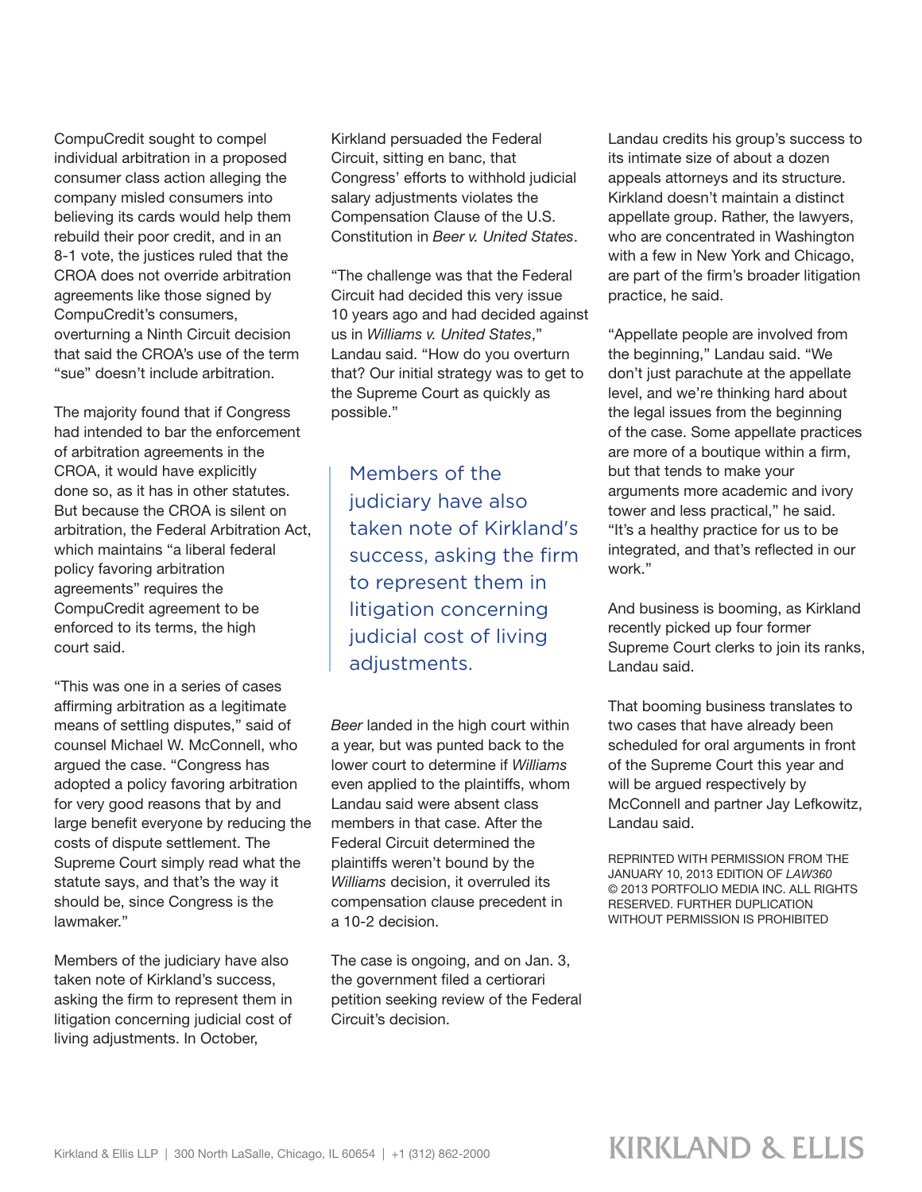CompuCredit sought to compel individual arbitration in a proposed consumer class action alleging the company misled consumers into believing its cards would help them rebuild their poor credit, and in an 8-1 vote, the justices ruled that the CROA does not override arbitration agreements like those signed by CompuCredit's consumers, overturning a Ninth Circuit decision that said the CROA's use of the term "sue" doesn't include arbitration.

The majority found that if Congress had intended to bar the enforcement of arbitration agreements in the CROA, it would have explicitly done so, as it has in other statutes. But because the CROA is silent on arbitration, the Federal Arbitration Act, which maintains "a liberal federal policy favoring arbitration agreements" requires the CompuCredit agreement to be enforced to its terms, the high court said.

"This was one in a series of cases affirming arbitration as a legitimate means of settling disputes," said of counsel Michael W. McConnell, who argued the case. "Congress has adopted a policy favoring arbitration for very good reasons that by and large benefit everyone by reducing the costs of dispute settlement. The Supreme Court simply read what the statute says, and that's the way it should be, since Congress is the lawmaker."

Members of the judiciary have also taken note of Kirkland's success, asking the firm to represent them in litigation concerning judicial cost of living adjustments. In October, Kirkland persuaded the Federal Circuit, sitting en banc, that Congress' efforts to withhold judicial salary adjustments violates the Compensation Clause of the U.S. Constitution in *Beer v. United States*.

"The challenge was that the Federal Circuit had decided this very issue 10 years ago and had decided against us in *Williams v. United States*," Landau said. "How do you overturn that? Our initial strategy was to get to the Supreme Court as quickly as possible."

> Members of the judiciary have also taken note of Kirkland's success, asking the firm to represent them in litigation concerning judicial cost of living adjustments.

*Beer* landed in the high court within a year, but was punted back to the lower court to determine if *Williams* even applied to the plaintiffs, whom Landau said were absent class members in that case. After the Federal Circuit determined the plaintiffs weren't bound by the *Williams* decision, it overruled its compensation clause precedent in a 10-2 decision.

The case is ongoing, and on Jan. 3, the government filed a certiorari petition seeking review of the Federal Circuit's decision.

Landau credits his group's success to its intimate size of about a dozen appeals attorneys and its structure. Kirkland doesn't maintain a distinct appellate group. Rather, the lawyers, who are concentrated in Washington with a few in New York and Chicago, are part of the firm's broader litigation practice, he said.

"Appellate people are involved from the beginning," Landau said. "We don't just parachute at the appellate level, and we're thinking hard about the legal issues from the beginning of the case. Some appellate practices are more of a boutique within a firm, but that tends to make your arguments more academic and ivory tower and less practical," he said. "It's a healthy practice for us to be integrated, and that's reflected in our work."

And business is booming, as Kirkland recently picked up four former Supreme Court clerks to join its ranks, Landau said.

That booming business translates to two cases that have already been scheduled for oral arguments in front of the Supreme Court this year and will be argued respectively by McConnell and partner Jay Lefkowitz, Landau said.

REPRINTED WITH PERMISSION FROM THE JANUARY 10, 2013 EDITION OF *LAW360* © 2013 PORTFOLIO MEDIA INC. ALL RIGHTS RESERVED. FURTHER DUPLICATION WITHOUT PERMISSION IS PROHIBITED

Kirkland & Ellis LLP | 300 North LaSalle, Chicago, IL 60654 | +1 (312) 862-2000

KIRKLAND & ELLIS